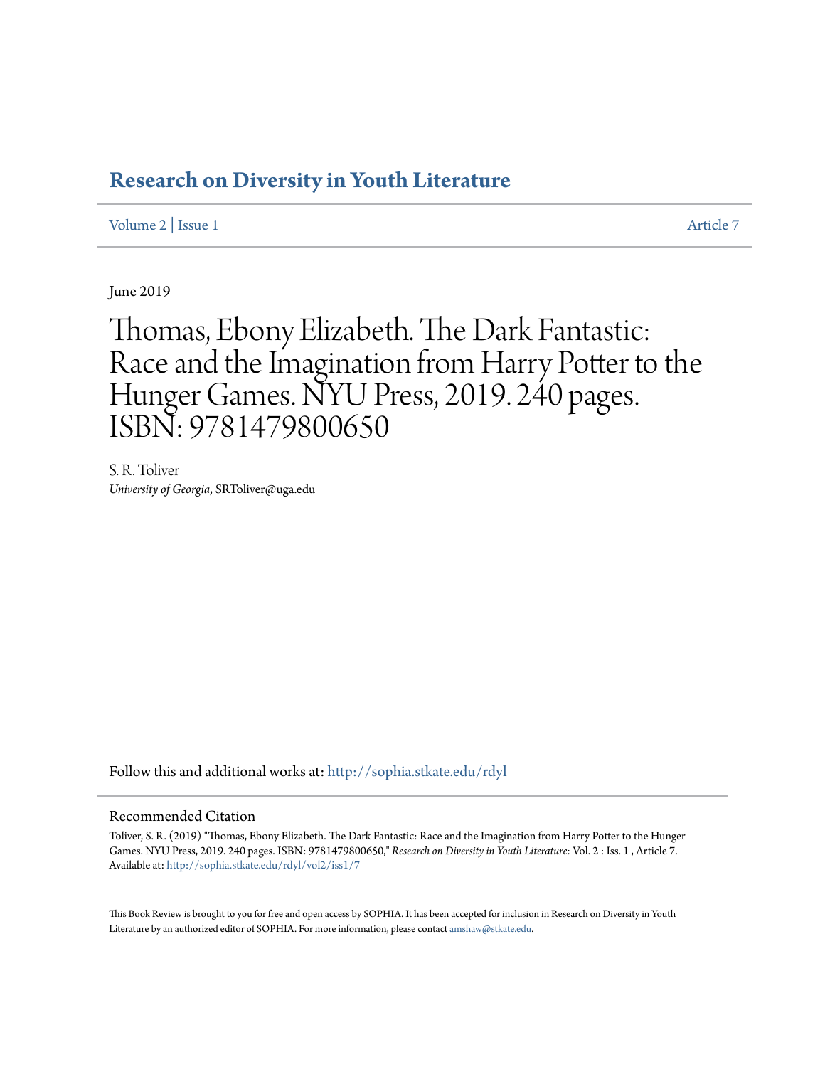# Research on Diversity in Youth Literature

Volume 2 | Issue 1 Article 7

June 2019

# Thomas, Ebony Elizabeth. The Dark Fantastic: Race and the Imagination from Harry Potter to the Hunger Games. NYU Press, 2019. 240 pages. ISBN: 9781479800650

S. R. Toliver
*University of Georgia*, SRToliver@uga.edu

Follow this and additional works at: http://sophia.stkate.edu/rdyl

## Recommended Citation

Toliver, S. R. (2019) "Thomas, Ebony Elizabeth. The Dark Fantastic: Race and the Imagination from Harry Potter to the Hunger Games. NYU Press, 2019. 240 pages. ISBN: 9781479800650," *Research on Diversity in Youth Literature*: Vol. 2 : Iss. 1 , Article 7.
Available at: http://sophia.stkate.edu/rdyl/vol2/iss1/7

This Book Review is brought to you for free and open access by SOPHIA. It has been accepted for inclusion in Research on Diversity in Youth Literature by an authorized editor of SOPHIA. For more information, please contact amshaw@stkate.edu.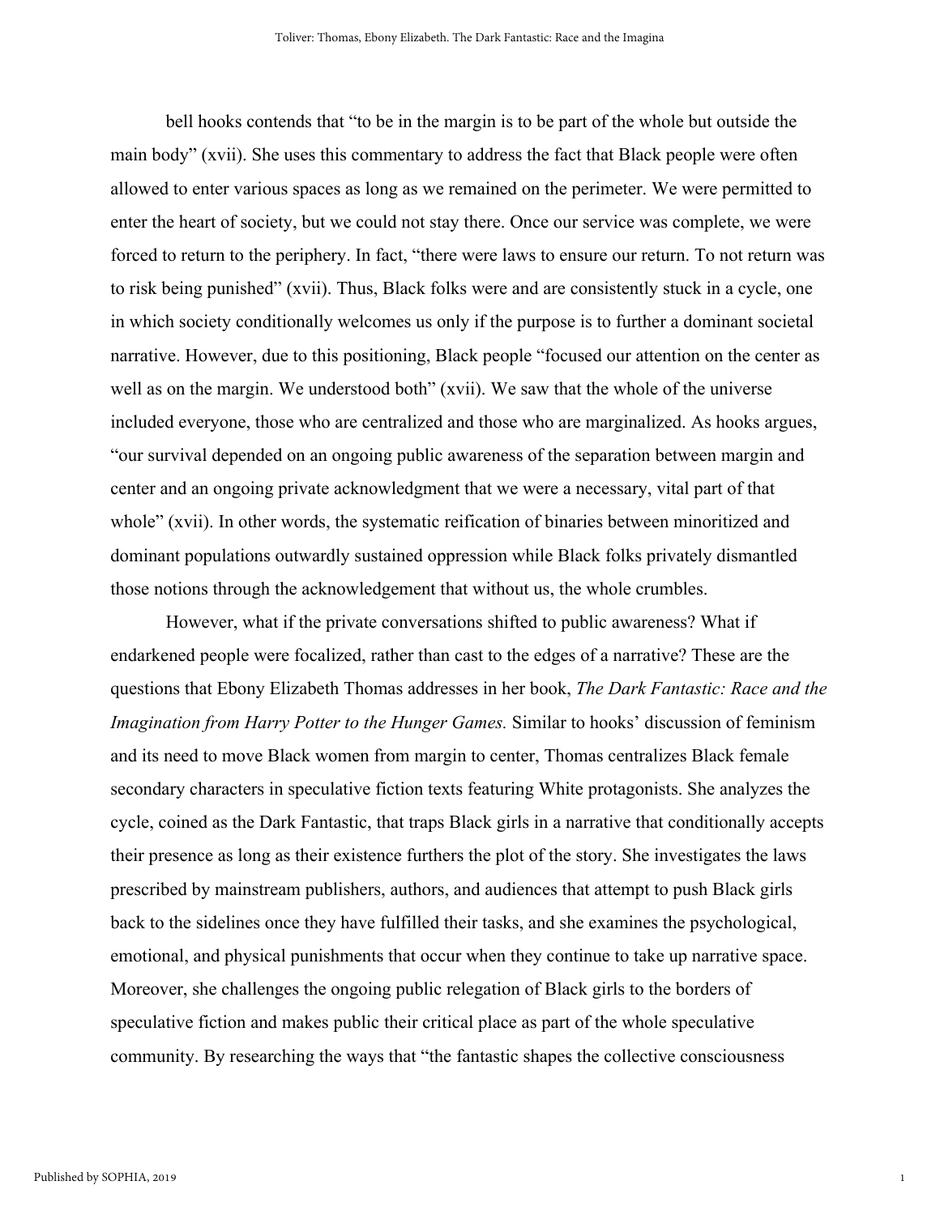bell hooks contends that "to be in the margin is to be part of the whole but outside the main body" (xvii). She uses this commentary to address the fact that Black people were often allowed to enter various spaces as long as we remained on the perimeter. We were permitted to enter the heart of society, but we could not stay there. Once our service was complete, we were forced to return to the periphery. In fact, "there were laws to ensure our return. To not return was to risk being punished" (xvii). Thus, Black folks were and are consistently stuck in a cycle, one in which society conditionally welcomes us only if the purpose is to further a dominant societal narrative. However, due to this positioning, Black people "focused our attention on the center as well as on the margin. We understood both" (xvii). We saw that the whole of the universe included everyone, those who are centralized and those who are marginalized. As hooks argues, "our survival depended on an ongoing public awareness of the separation between margin and center and an ongoing private acknowledgment that we were a necessary, vital part of that whole" (xvii). In other words, the systematic reification of binaries between minoritized and dominant populations outwardly sustained oppression while Black folks privately dismantled those notions through the acknowledgement that without us, the whole crumbles.

However, what if the private conversations shifted to public awareness? What if endarkened people were focalized, rather than cast to the edges of a narrative? These are the questions that Ebony Elizabeth Thomas addresses in her book, *The Dark Fantastic: Race and the Imagination from Harry Potter to the Hunger Games.* Similar to hooks' discussion of feminism and its need to move Black women from margin to center, Thomas centralizes Black female secondary characters in speculative fiction texts featuring White protagonists. She analyzes the cycle, coined as the Dark Fantastic, that traps Black girls in a narrative that conditionally accepts their presence as long as their existence furthers the plot of the story. She investigates the laws prescribed by mainstream publishers, authors, and audiences that attempt to push Black girls back to the sidelines once they have fulfilled their tasks, and she examines the psychological, emotional, and physical punishments that occur when they continue to take up narrative space. Moreover, she challenges the ongoing public relegation of Black girls to the borders of speculative fiction and makes public their critical place as part of the whole speculative community. By researching the ways that "the fantastic shapes the collective consciousness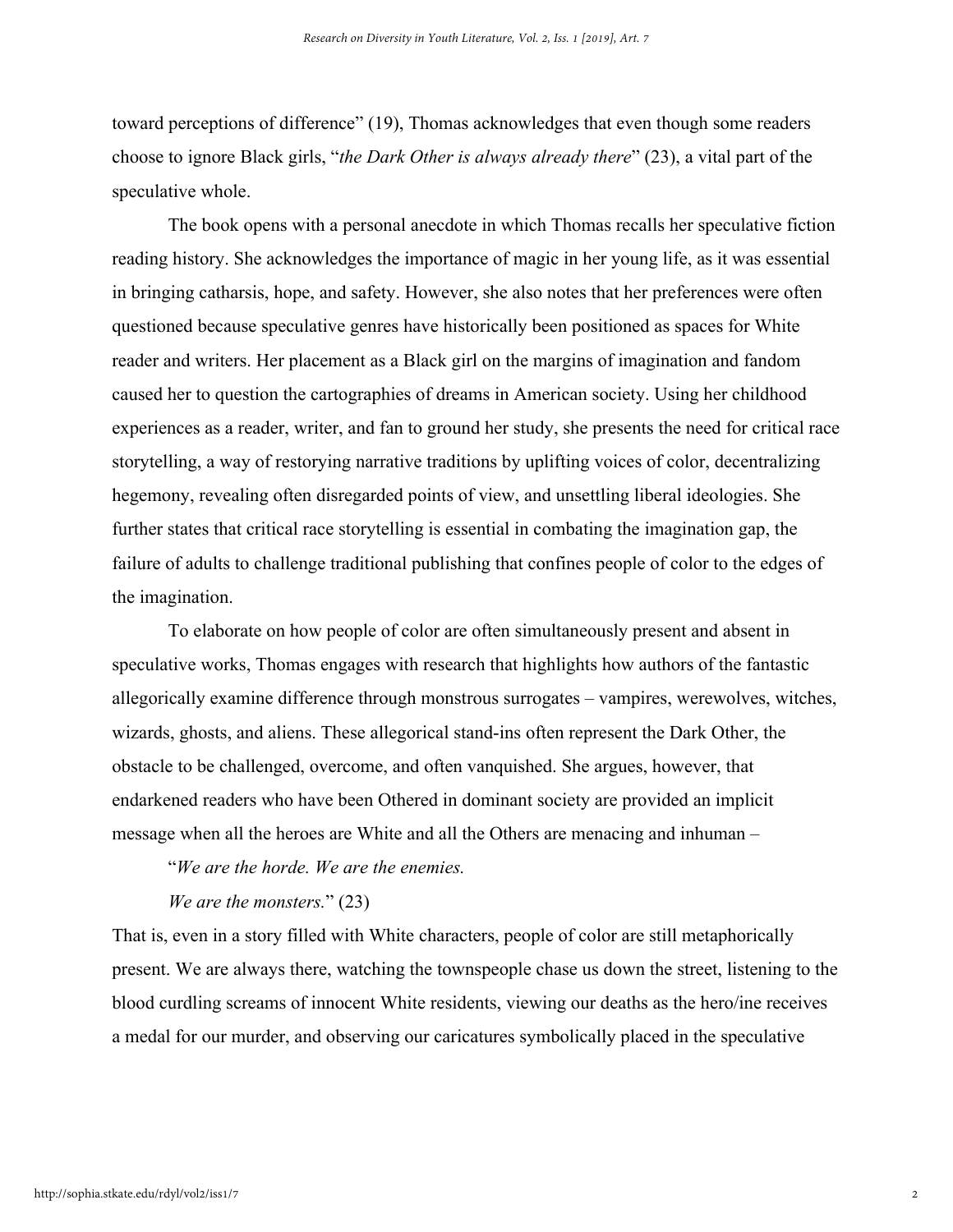toward perceptions of difference" (19), Thomas acknowledges that even though some readers choose to ignore Black girls, "*the Dark Other is always already there*" (23), a vital part of the speculative whole.

The book opens with a personal anecdote in which Thomas recalls her speculative fiction reading history. She acknowledges the importance of magic in her young life, as it was essential in bringing catharsis, hope, and safety. However, she also notes that her preferences were often questioned because speculative genres have historically been positioned as spaces for White reader and writers. Her placement as a Black girl on the margins of imagination and fandom caused her to question the cartographies of dreams in American society. Using her childhood experiences as a reader, writer, and fan to ground her study, she presents the need for critical race storytelling, a way of restorying narrative traditions by uplifting voices of color, decentralizing hegemony, revealing often disregarded points of view, and unsettling liberal ideologies. She further states that critical race storytelling is essential in combating the imagination gap, the failure of adults to challenge traditional publishing that confines people of color to the edges of the imagination.

To elaborate on how people of color are often simultaneously present and absent in speculative works, Thomas engages with research that highlights how authors of the fantastic allegorically examine difference through monstrous surrogates – vampires, werewolves, witches, wizards, ghosts, and aliens. These allegorical stand-ins often represent the Dark Other, the obstacle to be challenged, overcome, and often vanquished. She argues, however, that endarkened readers who have been Othered in dominant society are provided an implicit message when all the heroes are White and all the Others are menacing and inhuman –

"*We are the horde. We are the enemies.*

*We are the monsters.*" (23)

That is, even in a story filled with White characters, people of color are still metaphorically present. We are always there, watching the townspeople chase us down the street, listening to the blood curdling screams of innocent White residents, viewing our deaths as the hero/ine receives a medal for our murder, and observing our caricatures symbolically placed in the speculative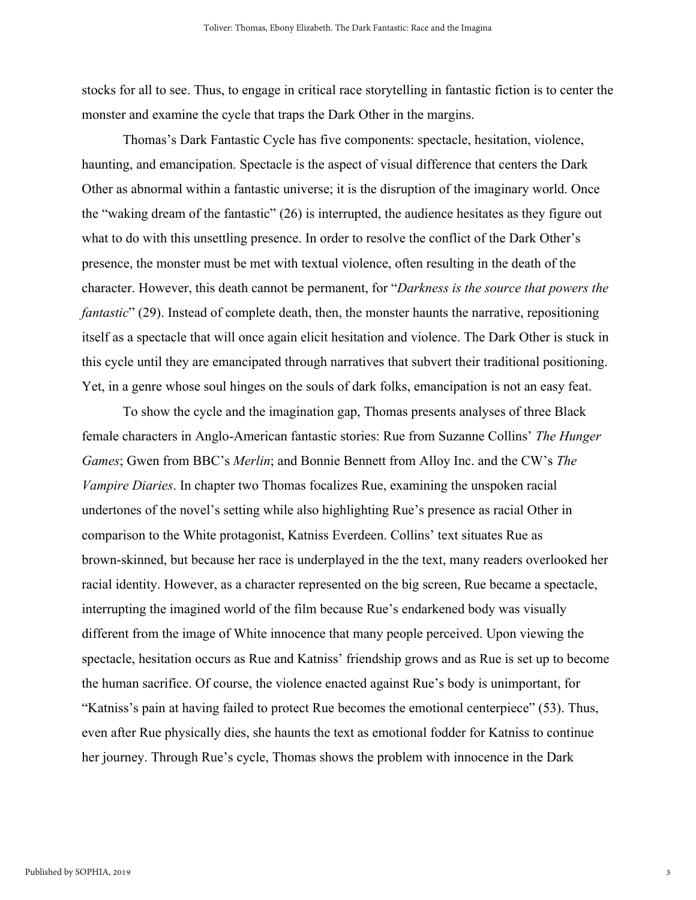stocks for all to see. Thus, to engage in critical race storytelling in fantastic fiction is to center the monster and examine the cycle that traps the Dark Other in the margins.

Thomas's Dark Fantastic Cycle has five components: spectacle, hesitation, violence, haunting, and emancipation. Spectacle is the aspect of visual difference that centers the Dark Other as abnormal within a fantastic universe; it is the disruption of the imaginary world. Once the "waking dream of the fantastic" (26) is interrupted, the audience hesitates as they figure out what to do with this unsettling presence. In order to resolve the conflict of the Dark Other's presence, the monster must be met with textual violence, often resulting in the death of the character. However, this death cannot be permanent, for "*Darkness is the source that powers the fantastic*" (29). Instead of complete death, then, the monster haunts the narrative, repositioning itself as a spectacle that will once again elicit hesitation and violence. The Dark Other is stuck in this cycle until they are emancipated through narratives that subvert their traditional positioning. Yet, in a genre whose soul hinges on the souls of dark folks, emancipation is not an easy feat.

To show the cycle and the imagination gap, Thomas presents analyses of three Black female characters in Anglo-American fantastic stories: Rue from Suzanne Collins' *The Hunger Games*; Gwen from BBC's *Merlin*; and Bonnie Bennett from Alloy Inc. and the CW's *The Vampire Diaries*. In chapter two Thomas focalizes Rue, examining the unspoken racial undertones of the novel's setting while also highlighting Rue's presence as racial Other in comparison to the White protagonist, Katniss Everdeen. Collins' text situates Rue as brown-skinned, but because her race is underplayed in the the text, many readers overlooked her racial identity. However, as a character represented on the big screen, Rue became a spectacle, interrupting the imagined world of the film because Rue's endarkened body was visually different from the image of White innocence that many people perceived. Upon viewing the spectacle, hesitation occurs as Rue and Katniss' friendship grows and as Rue is set up to become the human sacrifice. Of course, the violence enacted against Rue's body is unimportant, for "Katniss's pain at having failed to protect Rue becomes the emotional centerpiece" (53). Thus, even after Rue physically dies, she haunts the text as emotional fodder for Katniss to continue her journey. Through Rue's cycle, Thomas shows the problem with innocence in the Dark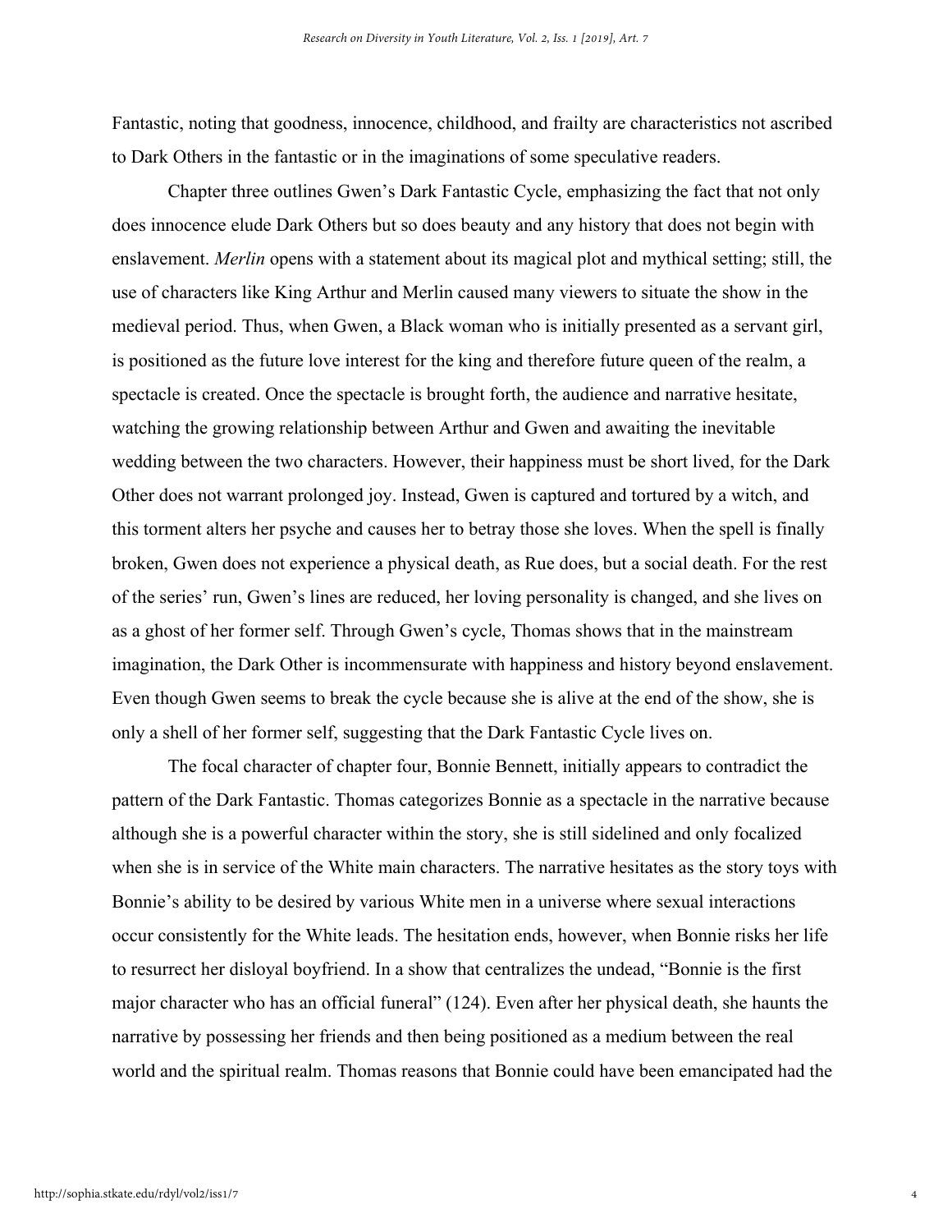Fantastic, noting that goodness, innocence, childhood, and frailty are characteristics not ascribed to Dark Others in the fantastic or in the imaginations of some speculative readers.

Chapter three outlines Gwen's Dark Fantastic Cycle, emphasizing the fact that not only does innocence elude Dark Others but so does beauty and any history that does not begin with enslavement. *Merlin* opens with a statement about its magical plot and mythical setting; still, the use of characters like King Arthur and Merlin caused many viewers to situate the show in the medieval period. Thus, when Gwen, a Black woman who is initially presented as a servant girl, is positioned as the future love interest for the king and therefore future queen of the realm, a spectacle is created. Once the spectacle is brought forth, the audience and narrative hesitate, watching the growing relationship between Arthur and Gwen and awaiting the inevitable wedding between the two characters. However, their happiness must be short lived, for the Dark Other does not warrant prolonged joy. Instead, Gwen is captured and tortured by a witch, and this torment alters her psyche and causes her to betray those she loves. When the spell is finally broken, Gwen does not experience a physical death, as Rue does, but a social death. For the rest of the series' run, Gwen's lines are reduced, her loving personality is changed, and she lives on as a ghost of her former self. Through Gwen's cycle, Thomas shows that in the mainstream imagination, the Dark Other is incommensurate with happiness and history beyond enslavement. Even though Gwen seems to break the cycle because she is alive at the end of the show, she is only a shell of her former self, suggesting that the Dark Fantastic Cycle lives on.

The focal character of chapter four, Bonnie Bennett, initially appears to contradict the pattern of the Dark Fantastic. Thomas categorizes Bonnie as a spectacle in the narrative because although she is a powerful character within the story, she is still sidelined and only focalized when she is in service of the White main characters. The narrative hesitates as the story toys with Bonnie's ability to be desired by various White men in a universe where sexual interactions occur consistently for the White leads. The hesitation ends, however, when Bonnie risks her life to resurrect her disloyal boyfriend. In a show that centralizes the undead, "Bonnie is the first major character who has an official funeral" (124). Even after her physical death, she haunts the narrative by possessing her friends and then being positioned as a medium between the real world and the spiritual realm. Thomas reasons that Bonnie could have been emancipated had the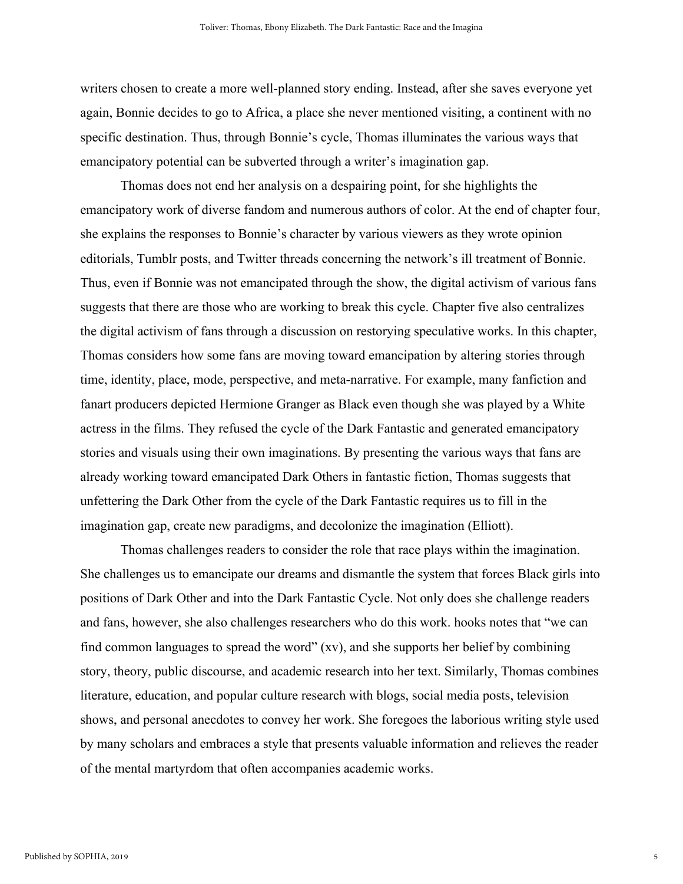writers chosen to create a more well-planned story ending. Instead, after she saves everyone yet again, Bonnie decides to go to Africa, a place she never mentioned visiting, a continent with no specific destination. Thus, through Bonnie's cycle, Thomas illuminates the various ways that emancipatory potential can be subverted through a writer's imagination gap.

Thomas does not end her analysis on a despairing point, for she highlights the emancipatory work of diverse fandom and numerous authors of color. At the end of chapter four, she explains the responses to Bonnie's character by various viewers as they wrote opinion editorials, Tumblr posts, and Twitter threads concerning the network's ill treatment of Bonnie. Thus, even if Bonnie was not emancipated through the show, the digital activism of various fans suggests that there are those who are working to break this cycle. Chapter five also centralizes the digital activism of fans through a discussion on restorying speculative works. In this chapter, Thomas considers how some fans are moving toward emancipation by altering stories through time, identity, place, mode, perspective, and meta-narrative. For example, many fanfiction and fanart producers depicted Hermione Granger as Black even though she was played by a White actress in the films. They refused the cycle of the Dark Fantastic and generated emancipatory stories and visuals using their own imaginations. By presenting the various ways that fans are already working toward emancipated Dark Others in fantastic fiction, Thomas suggests that unfettering the Dark Other from the cycle of the Dark Fantastic requires us to fill in the imagination gap, create new paradigms, and decolonize the imagination (Elliott).

Thomas challenges readers to consider the role that race plays within the imagination. She challenges us to emancipate our dreams and dismantle the system that forces Black girls into positions of Dark Other and into the Dark Fantastic Cycle. Not only does she challenge readers and fans, however, she also challenges researchers who do this work. hooks notes that "we can find common languages to spread the word" (xv), and she supports her belief by combining story, theory, public discourse, and academic research into her text. Similarly, Thomas combines literature, education, and popular culture research with blogs, social media posts, television shows, and personal anecdotes to convey her work. She foregoes the laborious writing style used by many scholars and embraces a style that presents valuable information and relieves the reader of the mental martyrdom that often accompanies academic works.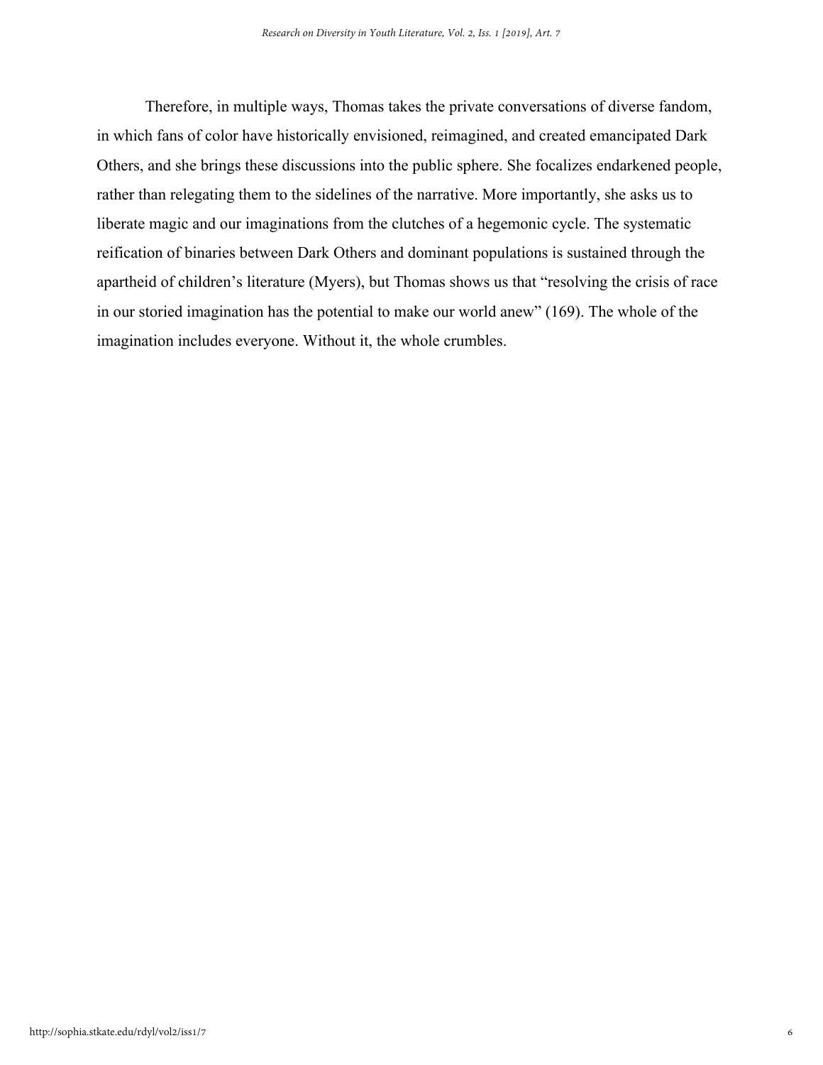Therefore, in multiple ways, Thomas takes the private conversations of diverse fandom, in which fans of color have historically envisioned, reimagined, and created emancipated Dark Others, and she brings these discussions into the public sphere. She focalizes endarkened people, rather than relegating them to the sidelines of the narrative. More importantly, she asks us to liberate magic and our imaginations from the clutches of a hegemonic cycle. The systematic reification of binaries between Dark Others and dominant populations is sustained through the apartheid of children's literature (Myers), but Thomas shows us that "resolving the crisis of race in our storied imagination has the potential to make our world anew" (169). The whole of the imagination includes everyone. Without it, the whole crumbles.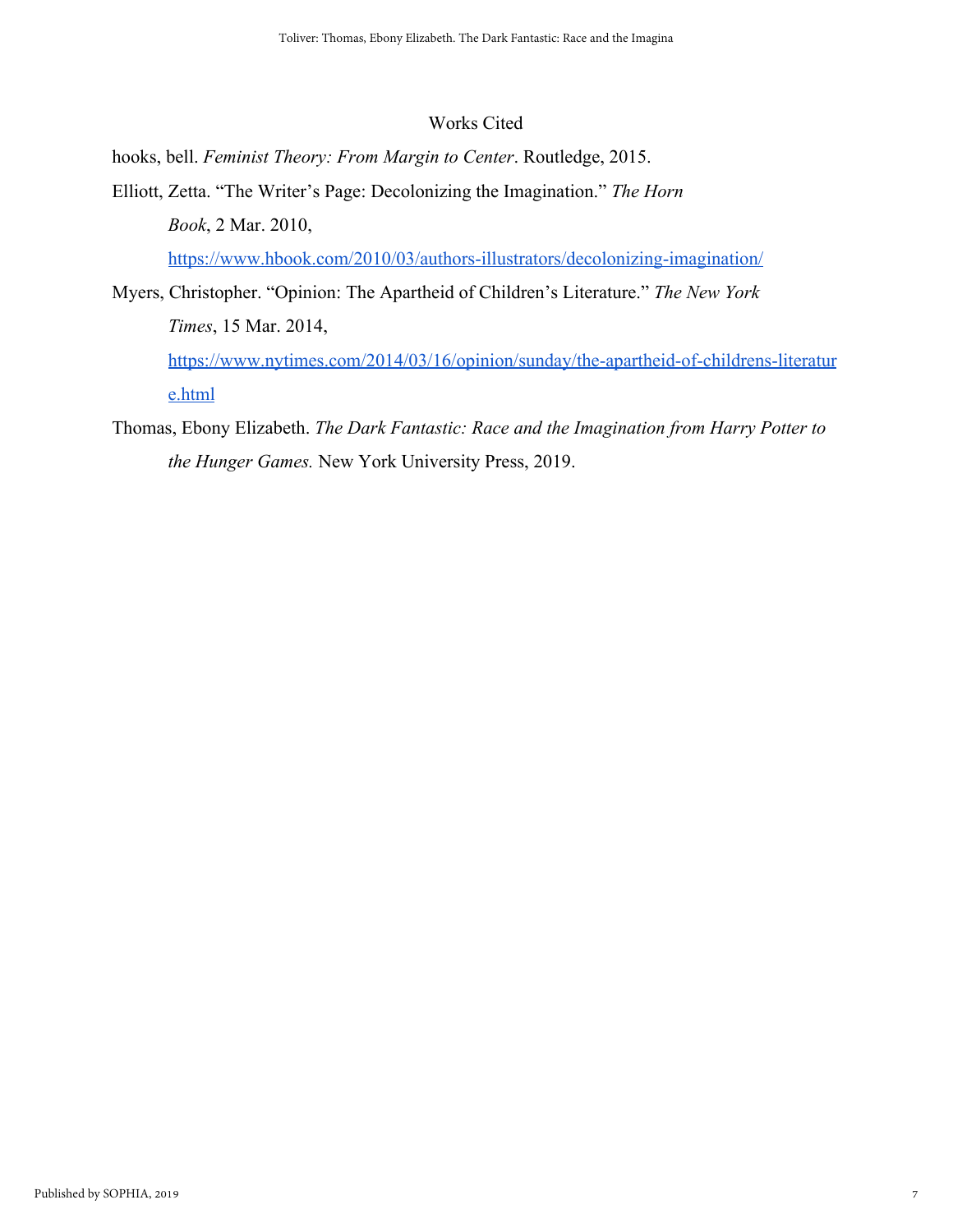## Works Cited

hooks, bell. *Feminist Theory: From Margin to Center*. Routledge, 2015.

Elliott, Zetta. "The Writer's Page: Decolonizing the Imagination." *The Horn Book*, 2 Mar. 2010, https://www.hbook.com/2010/03/authors-illustrators/decolonizing-imagination/

Myers, Christopher. "Opinion: The Apartheid of Children's Literature." *The New York Times*, 15 Mar. 2014, https://www.nytimes.com/2014/03/16/opinion/sunday/the-apartheid-of-childrens-literature.html

Thomas, Ebony Elizabeth. *The Dark Fantastic: Race and the Imagination from Harry Potter to the Hunger Games.* New York University Press, 2019.